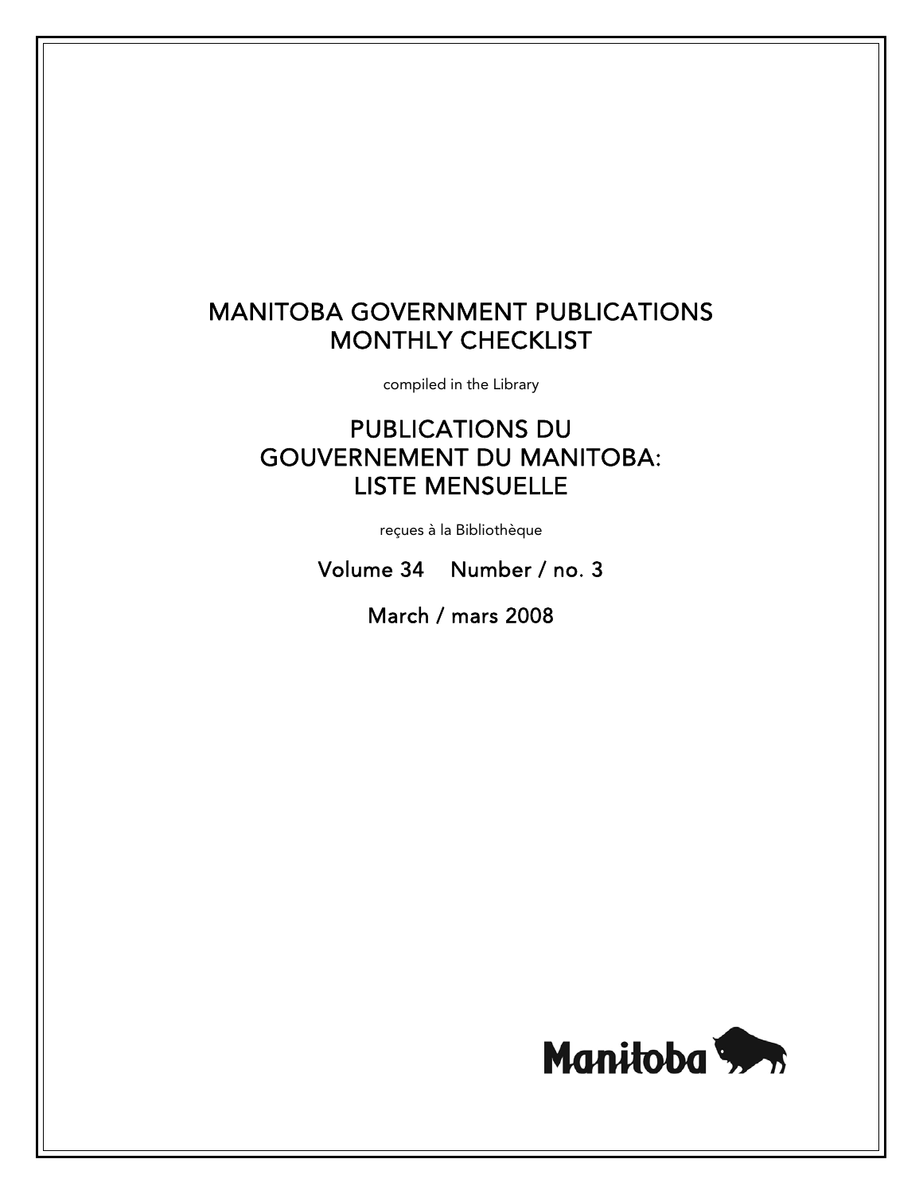# MANITOBA GOVERNMENT PUBLICATIONS MONTHLY CHECKLIST

compiled in the Library

# PUBLICATIONS DU GOUVERNEMENT DU MANITOBA: LISTE MENSUELLE

reçues à la Bibliothèque

Volume 34 Number / no. 3

March / mars 2008

Manitoba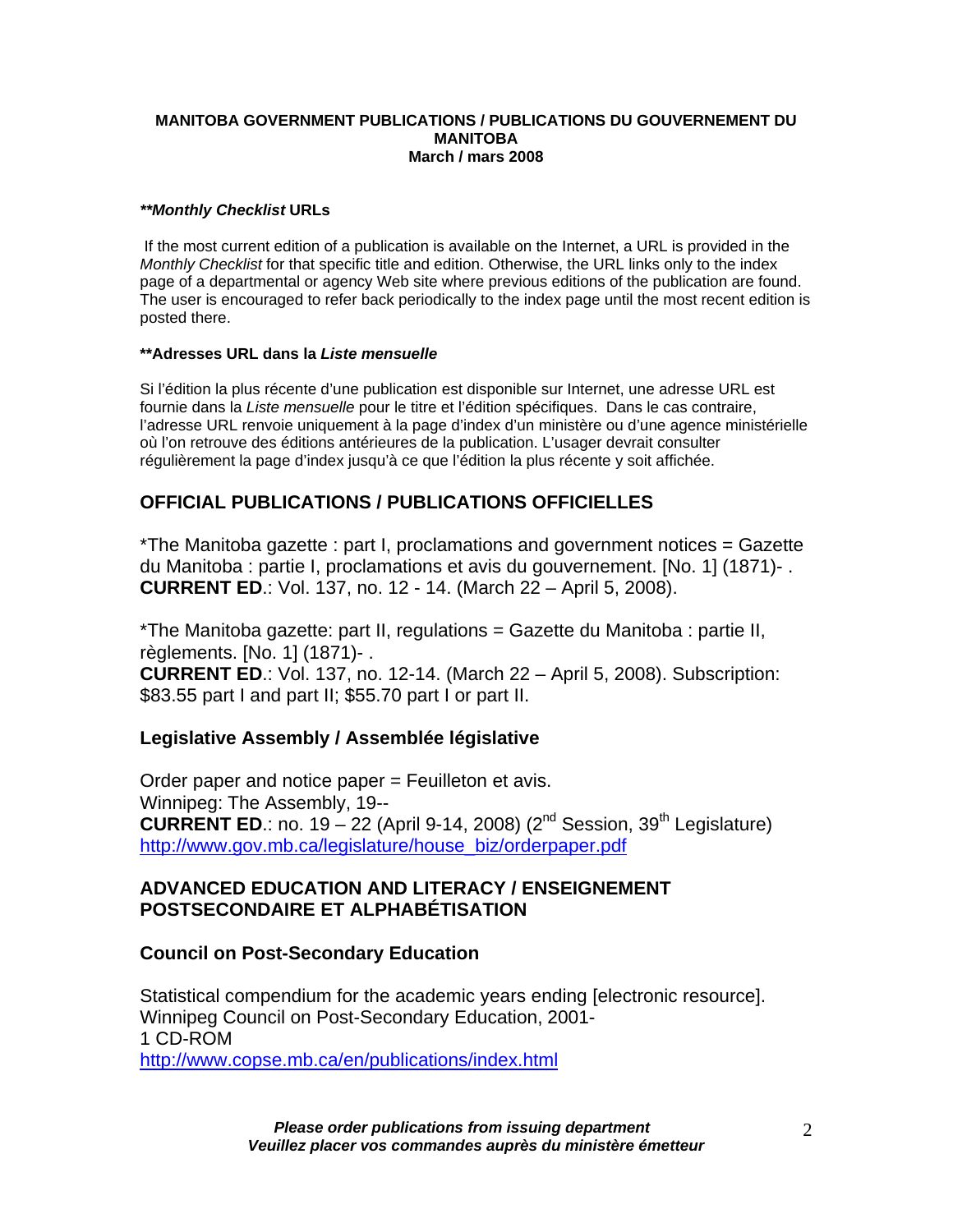**MANITOBA GOVERNMENT PUBLICATIONS / PUBLICATIONS DU GOUVERNEMENT DU MANITOBA**
**March / mars 2008**

***\*\*Monthly Checklist* URLs**

If the most current edition of a publication is available on the Internet, a URL is provided in the *Monthly Checklist* for that specific title and edition. Otherwise, the URL links only to the index page of a departmental or agency Web site where previous editions of the publication are found. The user is encouraged to refer back periodically to the index page until the most recent edition is posted there.

**\*\*Adresses URL dans la *Liste mensuelle***

Si l'édition la plus récente d'une publication est disponible sur Internet, une adresse URL est fournie dans la *Liste mensuelle* pour le titre et l'édition spécifiques. Dans le cas contraire, l'adresse URL renvoie uniquement à la page d'index d'un ministère ou d'une agence ministérielle où l'on retrouve des éditions antérieures de la publication. L'usager devrait consulter régulièrement la page d'index jusqu'à ce que l'édition la plus récente y soit affichée.

## OFFICIAL PUBLICATIONS / PUBLICATIONS OFFICIELLES

*The Manitoba gazette : part I, proclamations and government notices = Gazette du Manitoba : partie I, proclamations et avis du gouvernement. [No. 1] (1871)- .
**CURRENT ED**.: Vol. 137, no. 12 - 14. (March 22 – April 5, 2008).

*The Manitoba gazette: part II, regulations = Gazette du Manitoba : partie II, règlements. [No. 1] (1871)- .
**CURRENT ED**.: Vol. 137, no. 12-14. (March 22 – April 5, 2008). Subscription: $83.55 part I and part II; $55.70 part I or part II.

### Legislative Assembly / Assemblée législative

Order paper and notice paper = Feuilleton et avis.
Winnipeg: The Assembly, 19--
**CURRENT ED**.: no. 19 – 22 (April 9-14, 2008) (2nd Session, 39th Legislature)
http://www.gov.mb.ca/legislature/house_biz/orderpaper.pdf

## ADVANCED EDUCATION AND LITERACY / ENSEIGNEMENT POSTSECONDAIRE ET ALPHABÉTISATION

### Council on Post-Secondary Education

Statistical compendium for the academic years ending [electronic resource].
Winnipeg Council on Post-Secondary Education, 2001-
1 CD-ROM
http://www.copse.mb.ca/en/publications/index.html

***Please order publications from issuing department***
***Veuillez placer vos commandes auprès du ministère émetteur***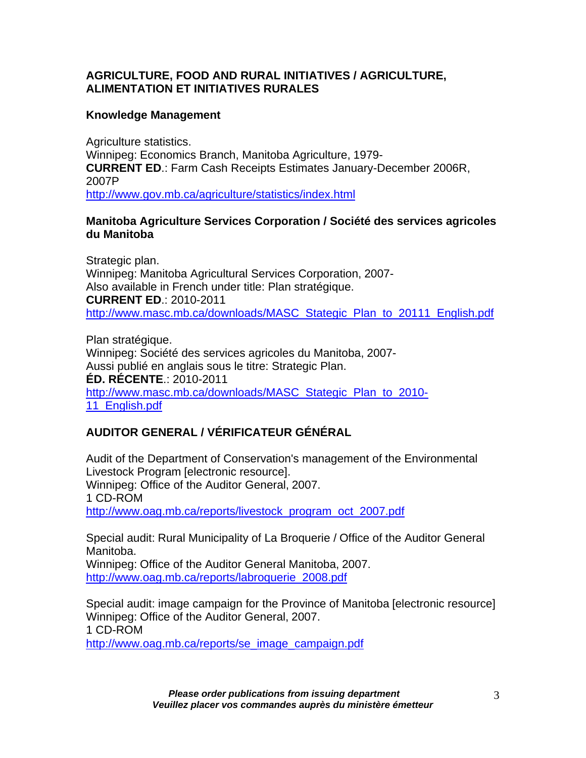## AGRICULTURE, FOOD AND RURAL INITIATIVES / AGRICULTURE, ALIMENTATION ET INITIATIVES RURALES

### Knowledge Management

Agriculture statistics.
Winnipeg: Economics Branch, Manitoba Agriculture, 1979-
**CURRENT ED**.: Farm Cash Receipts Estimates January-December 2006R, 2007P
http://www.gov.mb.ca/agriculture/statistics/index.html

### Manitoba Agriculture Services Corporation / Société des services agricoles du Manitoba

Strategic plan.
Winnipeg: Manitoba Agricultural Services Corporation, 2007-
Also available in French under title: Plan stratégique.
**CURRENT ED**.: 2010-2011
http://www.masc.mb.ca/downloads/MASC_Stategic_Plan_to_20111_English.pdf

Plan stratégique.
Winnipeg: Société des services agricoles du Manitoba, 2007-
Aussi publié en anglais sous le titre: Strategic Plan.
**ÉD. RÉCENTE**.: 2010-2011
http://www.masc.mb.ca/downloads/MASC_Stategic_Plan_to_2010-11_English.pdf

## AUDITOR GENERAL / VÉRIFICATEUR GÉNÉRAL

Audit of the Department of Conservation's management of the Environmental Livestock Program [electronic resource].
Winnipeg: Office of the Auditor General, 2007.
1 CD-ROM
http://www.oag.mb.ca/reports/livestock_program_oct_2007.pdf

Special audit: Rural Municipality of La Broquerie / Office of the Auditor General Manitoba.
Winnipeg: Office of the Auditor General Manitoba, 2007.
http://www.oag.mb.ca/reports/labroquerie_2008.pdf

Special audit: image campaign for the Province of Manitoba [electronic resource]
Winnipeg: Office of the Auditor General, 2007.
1 CD-ROM
http://www.oag.mb.ca/reports/se_image_campaign.pdf

***Please order publications from issuing department***
***Veuillez placer vos commandes auprès du ministère émetteur***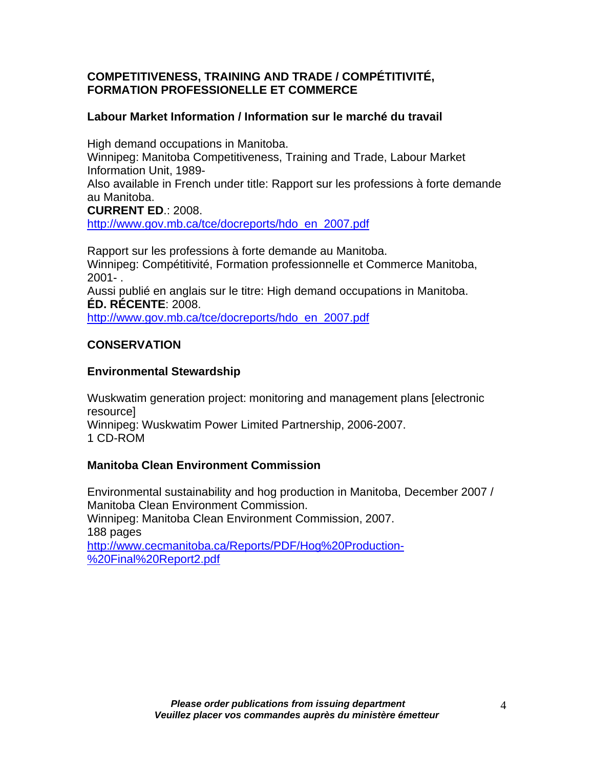## COMPETITIVENESS, TRAINING AND TRADE / COMPÉTITIVITÉ, FORMATION PROFESSIONELLE ET COMMERCE

### Labour Market Information / Information sur le marché du travail

High demand occupations in Manitoba.
Winnipeg: Manitoba Competitiveness, Training and Trade, Labour Market Information Unit, 1989-
Also available in French under title: Rapport sur les professions à forte demande au Manitoba.
**CURRENT ED**.: 2008.
http://www.gov.mb.ca/tce/docreports/hdo_en_2007.pdf

Rapport sur les professions à forte demande au Manitoba.
Winnipeg: Compétitivité, Formation professionnelle et Commerce Manitoba, 2001- .
Aussi publié en anglais sur le titre: High demand occupations in Manitoba.
**ÉD. RÉCENTE**: 2008.
http://www.gov.mb.ca/tce/docreports/hdo_en_2007.pdf

## CONSERVATION

### Environmental Stewardship

Wuskwatim generation project: monitoring and management plans [electronic resource]
Winnipeg: Wuskwatim Power Limited Partnership, 2006-2007.
1 CD-ROM

### Manitoba Clean Environment Commission

Environmental sustainability and hog production in Manitoba, December 2007 / Manitoba Clean Environment Commission.
Winnipeg: Manitoba Clean Environment Commission, 2007.
188 pages
http://www.cecmanitoba.ca/Reports/PDF/Hog%20Production-%20Final%20Report2.pdf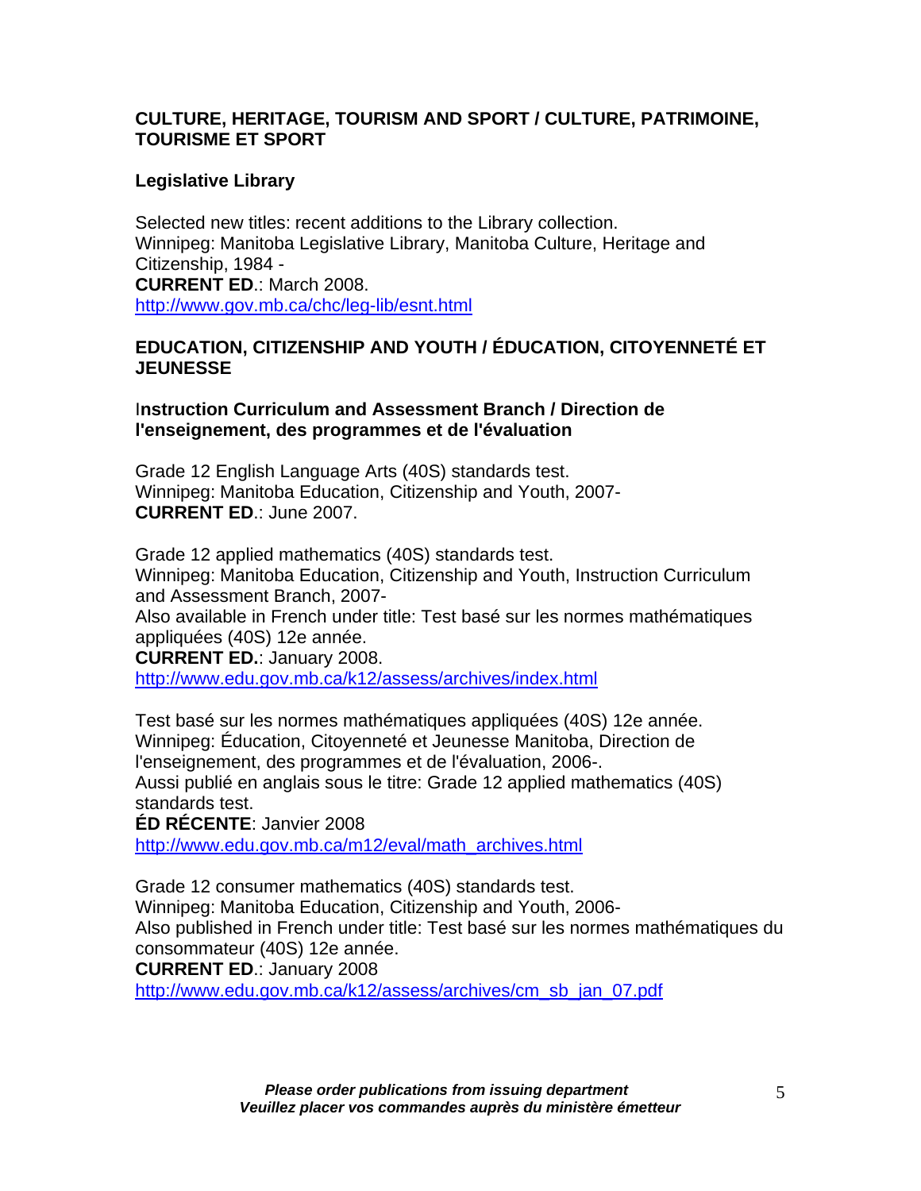**CULTURE, HERITAGE, TOURISM AND SPORT / CULTURE, PATRIMOINE, TOURISME ET SPORT**

**Legislative Library**

Selected new titles: recent additions to the Library collection.
Winnipeg: Manitoba Legislative Library, Manitoba Culture, Heritage and Citizenship, 1984 -
**CURRENT ED**.: March 2008.
http://www.gov.mb.ca/chc/leg-lib/esnt.html

**EDUCATION, CITIZENSHIP AND YOUTH / ÉDUCATION, CITOYENNETÉ ET JEUNESSE**

I**nstruction Curriculum and Assessment Branch / Direction de l'enseignement, des programmes et de l'évaluation**

Grade 12 English Language Arts (40S) standards test.
Winnipeg: Manitoba Education, Citizenship and Youth, 2007-
**CURRENT ED**.: June 2007.

Grade 12 applied mathematics (40S) standards test.
Winnipeg: Manitoba Education, Citizenship and Youth, Instruction Curriculum and Assessment Branch, 2007-
Also available in French under title: Test basé sur les normes mathématiques appliquées (40S) 12e année.
**CURRENT ED.**: January 2008.
http://www.edu.gov.mb.ca/k12/assess/archives/index.html

Test basé sur les normes mathématiques appliquées (40S) 12e année.
Winnipeg: Éducation, Citoyenneté et Jeunesse Manitoba, Direction de l'enseignement, des programmes et de l'évaluation, 2006-.
Aussi publié en anglais sous le titre: Grade 12 applied mathematics (40S) standards test.
**ÉD RÉCENTE**: Janvier 2008
http://www.edu.gov.mb.ca/m12/eval/math_archives.html

Grade 12 consumer mathematics (40S) standards test.
Winnipeg: Manitoba Education, Citizenship and Youth, 2006-
Also published in French under title: Test basé sur les normes mathématiques du consommateur (40S) 12e année.
**CURRENT ED**.: January 2008
http://www.edu.gov.mb.ca/k12/assess/archives/cm_sb_jan_07.pdf

***Please order publications from issuing department***
***Veuillez placer vos commandes auprès du ministère émetteur***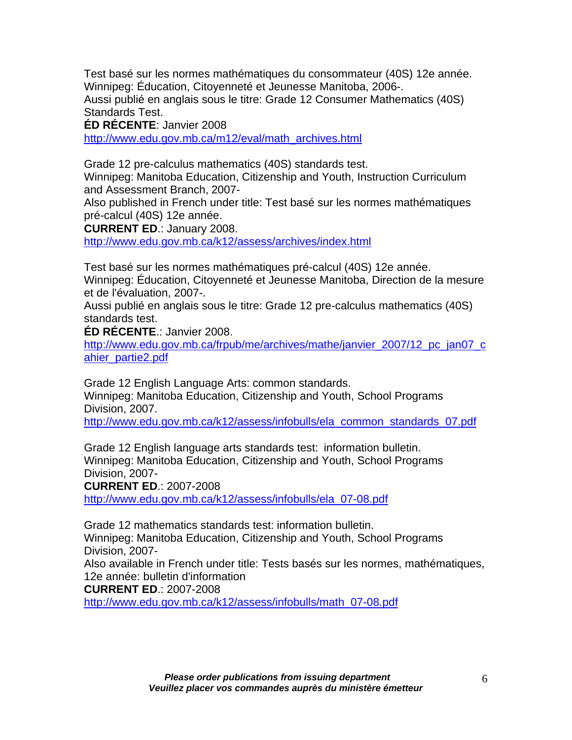Test basé sur les normes mathématiques du consommateur (40S) 12e année.
Winnipeg: Éducation, Citoyenneté et Jeunesse Manitoba, 2006-.
Aussi publié en anglais sous le titre: Grade 12 Consumer Mathematics (40S) Standards Test.
**ÉD RÉCENTE**: Janvier 2008
http://www.edu.gov.mb.ca/m12/eval/math_archives.html

Grade 12 pre-calculus mathematics (40S) standards test.
Winnipeg: Manitoba Education, Citizenship and Youth, Instruction Curriculum and Assessment Branch, 2007-
Also published in French under title: Test basé sur les normes mathématiques pré-calcul (40S) 12e année.
**CURRENT ED**.: January 2008.
http://www.edu.gov.mb.ca/k12/assess/archives/index.html

Test basé sur les normes mathématiques pré-calcul (40S) 12e année.
Winnipeg: Éducation, Citoyenneté et Jeunesse Manitoba, Direction de la mesure et de l'évaluation, 2007-.
Aussi publié en anglais sous le titre: Grade 12 pre-calculus mathematics (40S) standards test.
**ÉD RÉCENTE**.: Janvier 2008.
http://www.edu.gov.mb.ca/frpub/me/archives/mathe/janvier_2007/12_pc_jan07_cahier_partie2.pdf

Grade 12 English Language Arts: common standards.
Winnipeg: Manitoba Education, Citizenship and Youth, School Programs Division, 2007.
http://www.edu.gov.mb.ca/k12/assess/infobulls/ela_common_standards_07.pdf

Grade 12 English language arts standards test: information bulletin.
Winnipeg: Manitoba Education, Citizenship and Youth, School Programs Division, 2007-
**CURRENT ED**.: 2007-2008
http://www.edu.gov.mb.ca/k12/assess/infobulls/ela_07-08.pdf

Grade 12 mathematics standards test: information bulletin.
Winnipeg: Manitoba Education, Citizenship and Youth, School Programs Division, 2007-
Also available in French under title: Tests basés sur les normes, mathématiques, 12e année: bulletin d'information
**CURRENT ED**.: 2007-2008
http://www.edu.gov.mb.ca/k12/assess/infobulls/math_07-08.pdf

***Please order publications from issuing department***
***Veuillez placer vos commandes auprès du ministère émetteur***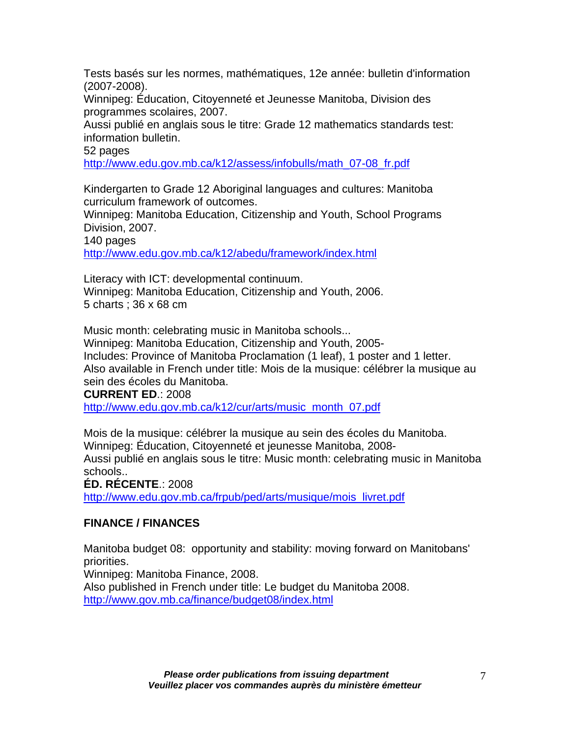Tests basés sur les normes, mathématiques, 12e année: bulletin d'information (2007-2008).
Winnipeg: Éducation, Citoyenneté et Jeunesse Manitoba, Division des programmes scolaires, 2007.
Aussi publié en anglais sous le titre: Grade 12 mathematics standards test: information bulletin.
52 pages
http://www.edu.gov.mb.ca/k12/assess/infobulls/math_07-08_fr.pdf

Kindergarten to Grade 12 Aboriginal languages and cultures: Manitoba curriculum framework of outcomes.
Winnipeg: Manitoba Education, Citizenship and Youth, School Programs Division, 2007.
140 pages
http://www.edu.gov.mb.ca/k12/abedu/framework/index.html

Literacy with ICT: developmental continuum.
Winnipeg: Manitoba Education, Citizenship and Youth, 2006.
5 charts ; 36 x 68 cm

Music month: celebrating music in Manitoba schools...
Winnipeg: Manitoba Education, Citizenship and Youth, 2005-
Includes: Province of Manitoba Proclamation (1 leaf), 1 poster and 1 letter.
Also available in French under title: Mois de la musique: célébrer la musique au sein des écoles du Manitoba.
**CURRENT ED**.: 2008
http://www.edu.gov.mb.ca/k12/cur/arts/music_month_07.pdf

Mois de la musique: célébrer la musique au sein des écoles du Manitoba.
Winnipeg: Éducation, Citoyenneté et jeunesse Manitoba, 2008-
Aussi publié en anglais sous le titre: Music month: celebrating music in Manitoba schools..
**ÉD. RÉCENTE**.: 2008
http://www.edu.gov.mb.ca/frpub/ped/arts/musique/mois_livret.pdf

**FINANCE / FINANCES**

Manitoba budget 08: opportunity and stability: moving forward on Manitobans' priorities.
Winnipeg: Manitoba Finance, 2008.
Also published in French under title: Le budget du Manitoba 2008.
http://www.gov.mb.ca/finance/budget08/index.html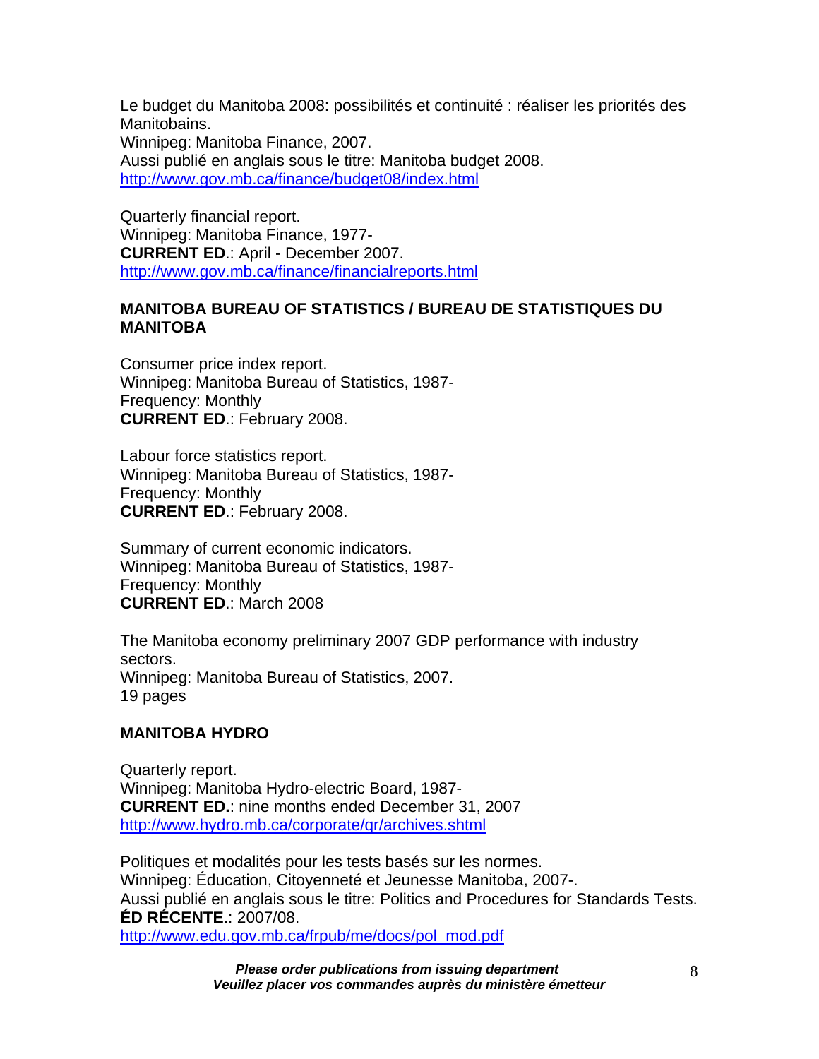Le budget du Manitoba 2008: possibilités et continuité : réaliser les priorités des Manitobains.
Winnipeg: Manitoba Finance, 2007.
Aussi publié en anglais sous le titre: Manitoba budget 2008.
http://www.gov.mb.ca/finance/budget08/index.html

Quarterly financial report.
Winnipeg: Manitoba Finance, 1977-
**CURRENT ED**.: April - December 2007.
http://www.gov.mb.ca/finance/financialreports.html

### MANITOBA BUREAU OF STATISTICS / BUREAU DE STATISTIQUES DU MANITOBA

Consumer price index report.
Winnipeg: Manitoba Bureau of Statistics, 1987-
Frequency: Monthly
**CURRENT ED**.: February 2008.

Labour force statistics report.
Winnipeg: Manitoba Bureau of Statistics, 1987-
Frequency: Monthly
**CURRENT ED**.: February 2008.

Summary of current economic indicators.
Winnipeg: Manitoba Bureau of Statistics, 1987-
Frequency: Monthly
**CURRENT ED**.: March 2008

The Manitoba economy preliminary 2007 GDP performance with industry sectors.
Winnipeg: Manitoba Bureau of Statistics, 2007.
19 pages

### MANITOBA HYDRO

Quarterly report.
Winnipeg: Manitoba Hydro-electric Board, 1987-
**CURRENT ED.**: nine months ended December 31, 2007
http://www.hydro.mb.ca/corporate/qr/archives.shtml

Politiques et modalités pour les tests basés sur les normes.
Winnipeg: Éducation, Citoyenneté et Jeunesse Manitoba, 2007-.
Aussi publié en anglais sous le titre: Politics and Procedures for Standards Tests.
**ÉD RÉCENTE**.: 2007/08.
http://www.edu.gov.mb.ca/frpub/me/docs/pol_mod.pdf

***Please order publications from issuing department***
***Veuillez placer vos commandes auprès du ministère émetteur***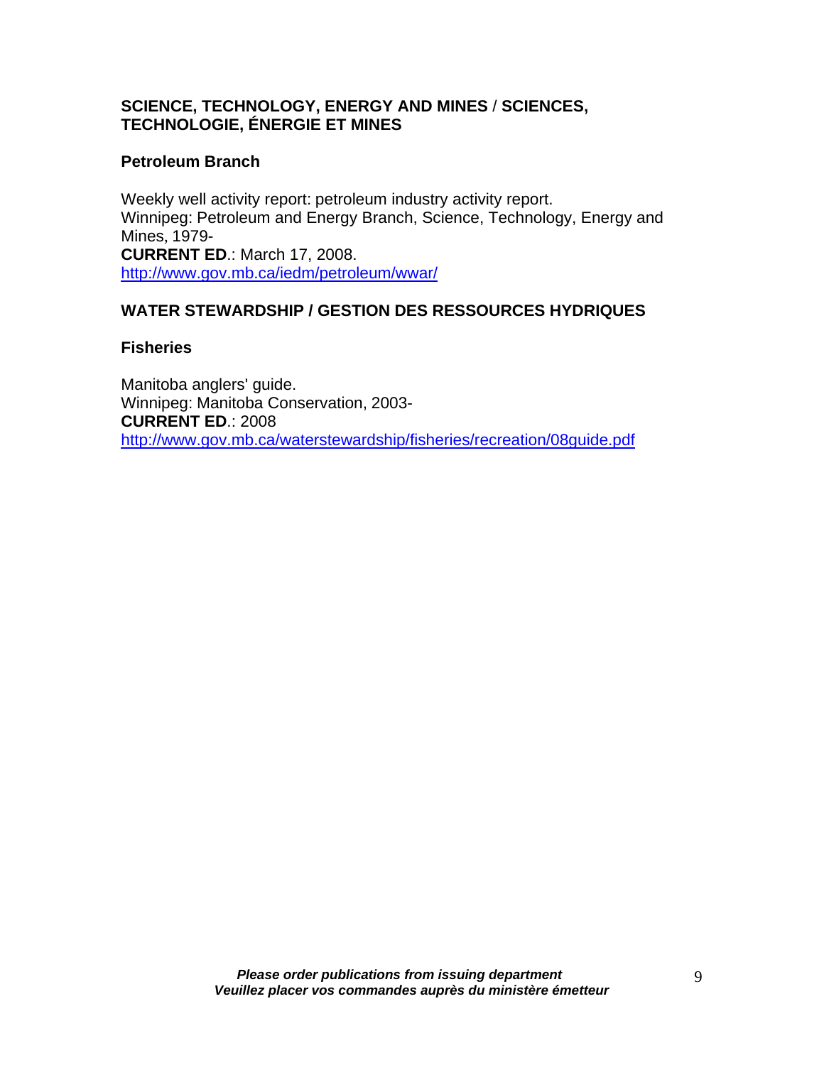## SCIENCE, TECHNOLOGY, ENERGY AND MINES / SCIENCES, TECHNOLOGIE, ÉNERGIE ET MINES

### Petroleum Branch

Weekly well activity report: petroleum industry activity report.
Winnipeg: Petroleum and Energy Branch, Science, Technology, Energy and Mines, 1979-
**CURRENT ED**.: March 17, 2008.
http://www.gov.mb.ca/iedm/petroleum/wwar/

## WATER STEWARDSHIP / GESTION DES RESSOURCES HYDRIQUES

### Fisheries

Manitoba anglers' guide.
Winnipeg: Manitoba Conservation, 2003-
**CURRENT ED**.: 2008
http://www.gov.mb.ca/waterstewardship/fisheries/recreation/08guide.pdf

***Please order publications from issuing department***
***Veuillez placer vos commandes auprès du ministère émetteur***